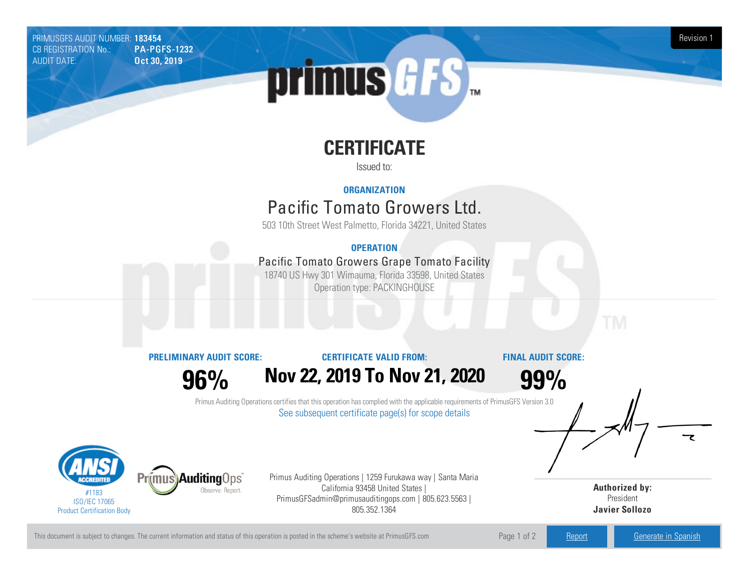PRIMUSGFS AUDIT NUMBER: **183454**
CB REGISTRATION No.: **PA-PGFS-1232**
AUDIT DATE: **Oct 30, 2019**

Revision 1

# CERTIFICATE

Issued to:

**ORGANIZATION**

## Pacific Tomato Growers Ltd.

503 10th Street West Palmetto, Florida 34221, United States

**OPERATION**

### Pacific Tomato Growers Grape Tomato Facility

18740 US Hwy 301 Wimauma, Florida 33598, United States
Operation type: PACKINGHOUSE

| PRELIMINARY AUDIT SCORE: | CERTIFICATE VALID FROM: | FINAL AUDIT SCORE: |
| --- | --- | --- |
| **96%** | **Nov 22, 2019 To Nov 21, 2020** | **99%** |

Primus Auditing Operations certifies that this operation has complied with the applicable requirements of PrimusGFS Version 3.0

See subsequent certificate page(s) for scope details

#1183
ISO/IEC 17065
Product Certification Body

Primus Auditing Operations | 1259 Furukawa way | Santa Maria California 93458 United States | PrimusGFSadmin@primusauditingops.com | 805.623.5563 | 805.352.1364

**Authorized by:**
President
**Javier Sollozo**

This document is subject to changes. The current information and status of this operation is posted in the scheme's website at PrimusGFS.com

Report | Generate in Spanish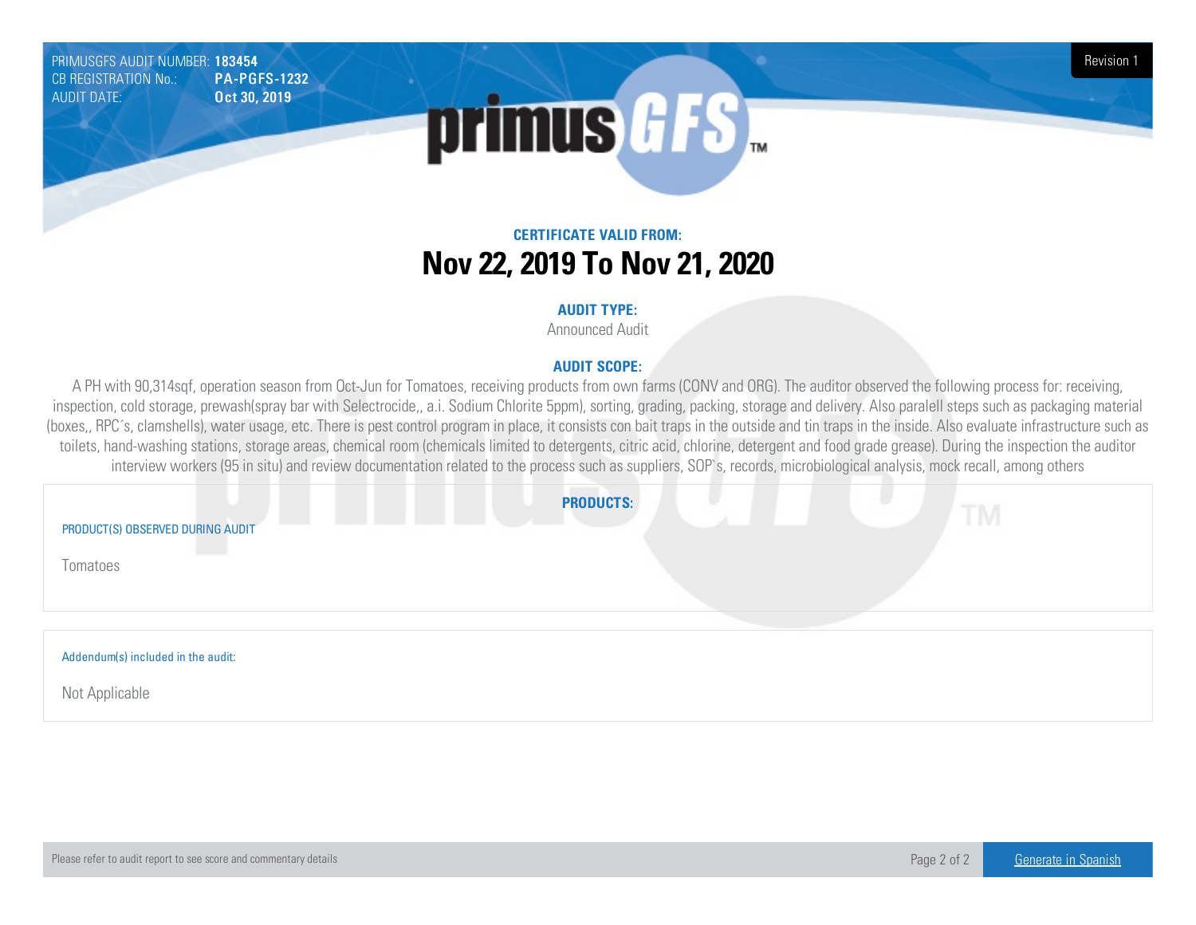PRIMUSGFS AUDIT NUMBER: **183454**
CB REGISTRATION No.: **PA-PGFS-1232**
AUDIT DATE: **Oct 30, 2019**

Revision 1

## CERTIFICATE VALID FROM:

# Nov 22, 2019 To Nov 21, 2020

**AUDIT TYPE:**

Announced Audit

**AUDIT SCOPE:**

A PH with 90,314sqf, operation season from Oct-Jun for Tomatoes, receiving products from own farms (CONV and ORG). The auditor observed the following process for: receiving, inspection, cold storage, prewash(spray bar with Selectrocide,, a.i. Sodium Chlorite 5ppm), sorting, grading, packing, storage and delivery. Also paralell steps such as packaging material (boxes,, RPC´s, clamshells), water usage, etc. There is pest control program in place, it consists con bait traps in the outside and tin traps in the inside. Also evaluate infrastructure such as toilets, hand-washing stations, storage areas, chemical room (chemicals limited to detergents, citric acid, chlorine, detergent and food grade grease). During the inspection the auditor interview workers (95 in situ) and review documentation related to the process such as suppliers, SOP`s, records, microbiological analysis, mock recall, among others

**PRODUCTS:**

PRODUCT(S) OBSERVED DURING AUDIT

Tomatoes

Addendum(s) included in the audit:

Not Applicable

Please refer to audit report to see score and commentary details

Generate in Spanish